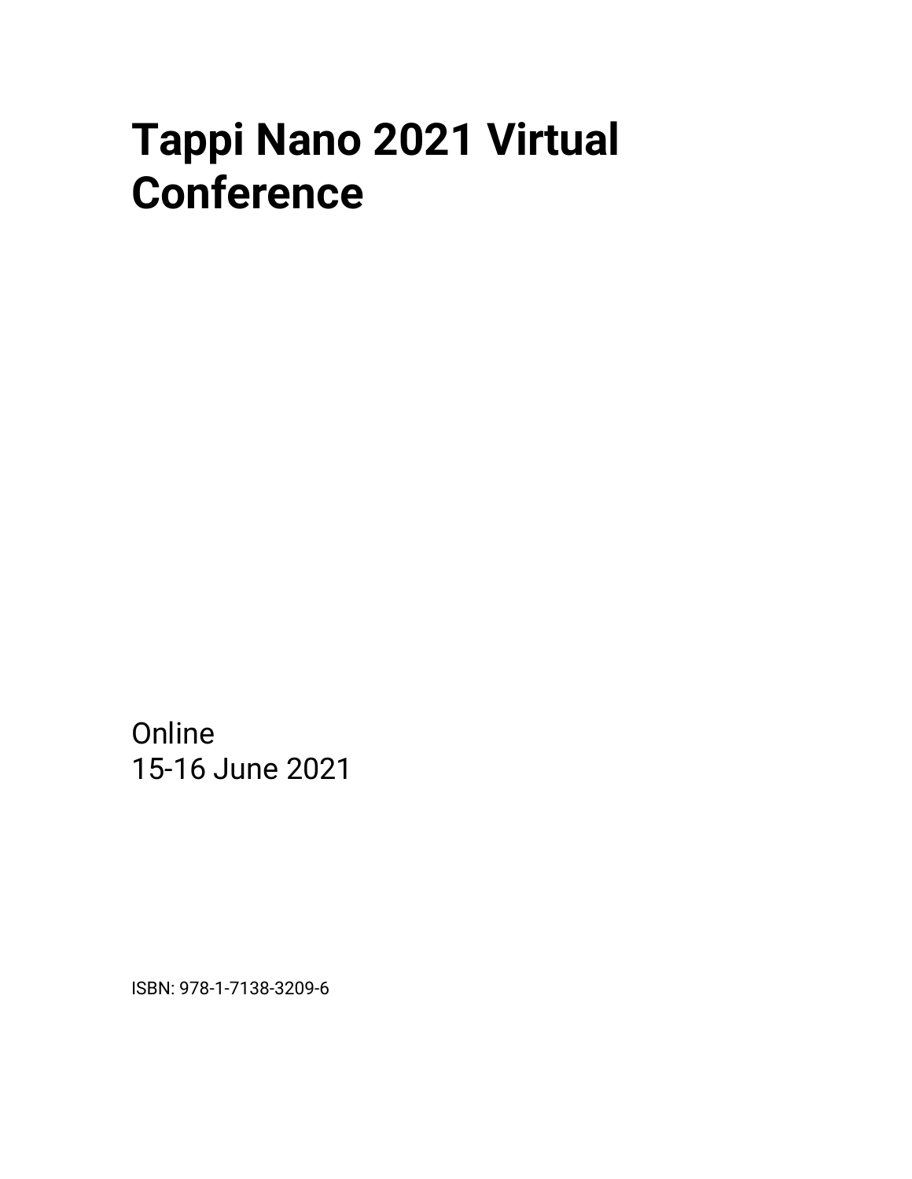# Tappi Nano 2021 Virtual Conference

Online
15-16 June 2021

ISBN: 978-1-7138-3209-6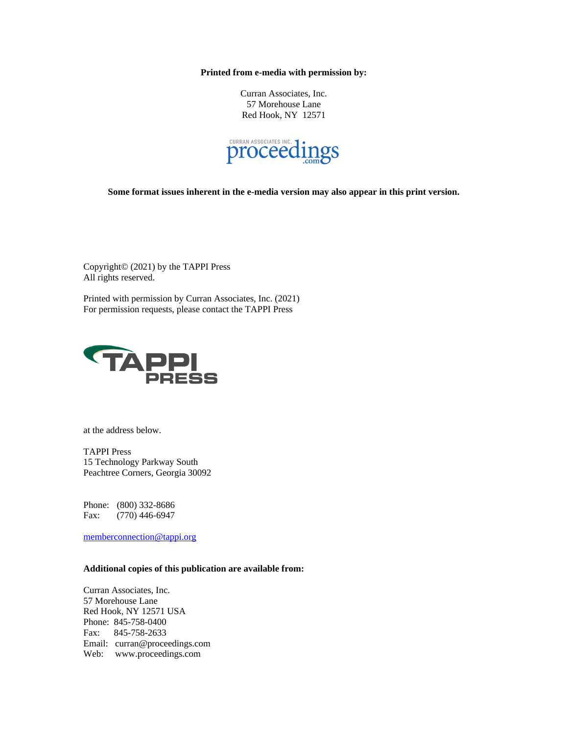**Printed from e-media with permission by:**

Curran Associates, Inc.
57 Morehouse Lane
Red Hook, NY 12571

CURRAN ASSOCIATES INC. proceedings .com

**Some format issues inherent in the e-media version may also appear in this print version.**

Copyright© (2021) by the TAPPI Press
All rights reserved.

Printed with permission by Curran Associates, Inc. (2021)
For permission requests, please contact the TAPPI Press

TAPPI PRESS

at the address below.

TAPPI Press
15 Technology Parkway South
Peachtree Corners, Georgia 30092

Phone: (800) 332-8686
Fax: (770) 446-6947

memberconnection@tappi.org

**Additional copies of this publication are available from:**

Curran Associates, Inc.
57 Morehouse Lane
Red Hook, NY 12571 USA
Phone: 845-758-0400
Fax: 845-758-2633
Email: curran@proceedings.com
Web: www.proceedings.com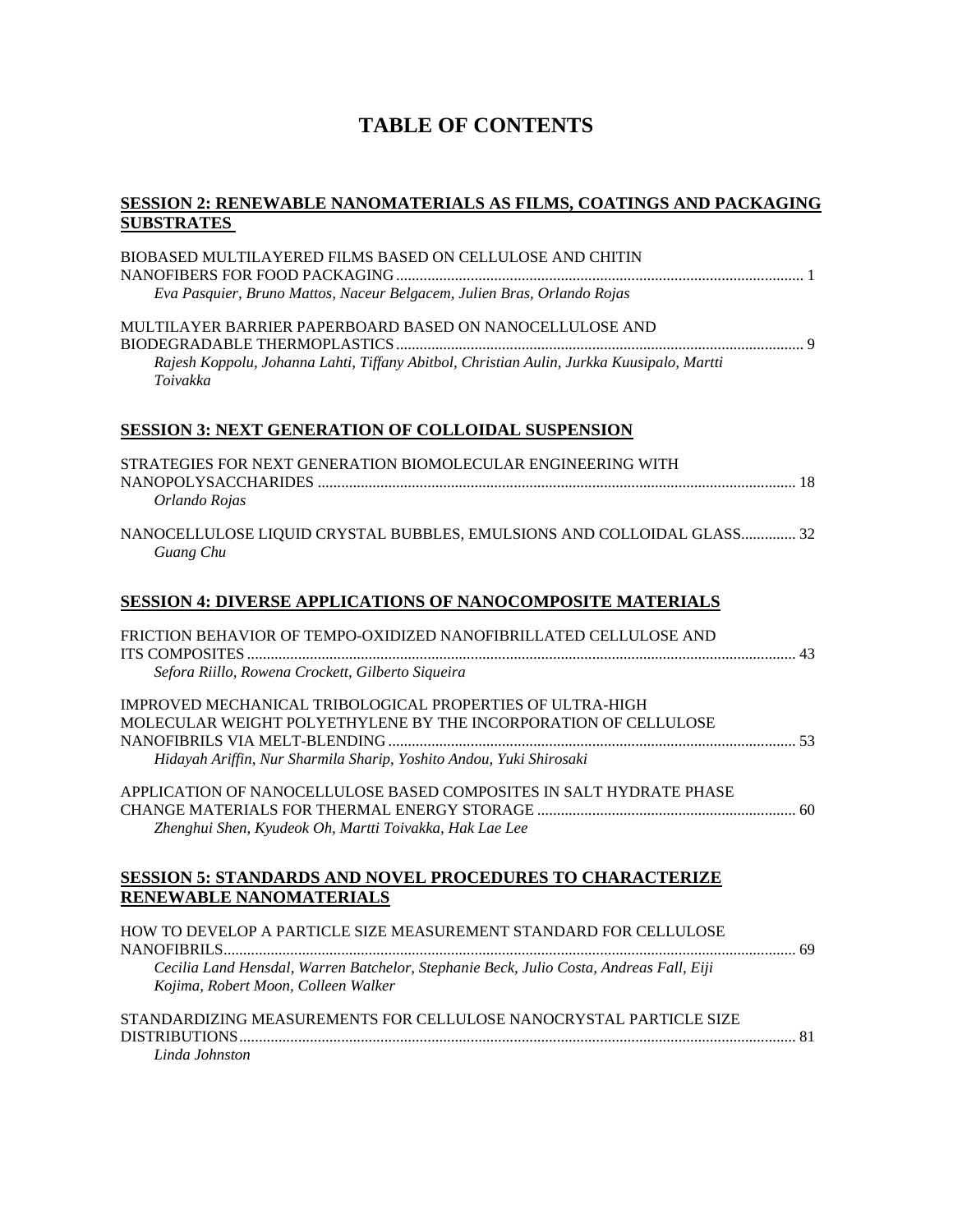# TABLE OF CONTENTS

## SESSION 2: RENEWABLE NANOMATERIALS AS FILMS, COATINGS AND PACKAGING SUBSTRATES

BIOBASED MULTILAYERED FILMS BASED ON CELLULOSE AND CHITIN NANOFIBERS FOR FOOD PACKAGING ........ 1
*Eva Pasquier, Bruno Mattos, Naceur Belgacem, Julien Bras, Orlando Rojas*

MULTILAYER BARRIER PAPERBOARD BASED ON NANOCELLULOSE AND BIODEGRADABLE THERMOPLASTICS ........ 9
*Rajesh Koppolu, Johanna Lahti, Tiffany Abitbol, Christian Aulin, Jurkka Kuusipalo, Martti Toivakka*

## SESSION 3: NEXT GENERATION OF COLLOIDAL SUSPENSION

STRATEGIES FOR NEXT GENERATION BIOMOLECULAR ENGINEERING WITH NANOPOLYSACCHARIDES ........ 18
*Orlando Rojas*

NANOCELLULOSE LIQUID CRYSTAL BUBBLES, EMULSIONS AND COLLOIDAL GLASS........ 32
*Guang Chu*

## SESSION 4: DIVERSE APPLICATIONS OF NANOCOMPOSITE MATERIALS

FRICTION BEHAVIOR OF TEMPO-OXIDIZED NANOFIBRILLATED CELLULOSE AND ITS COMPOSITES ........ 43
*Sefora Riillo, Rowena Crockett, Gilberto Siqueira*

IMPROVED MECHANICAL TRIBOLOGICAL PROPERTIES OF ULTRA-HIGH MOLECULAR WEIGHT POLYETHYLENE BY THE INCORPORATION OF CELLULOSE NANOFIBRILS VIA MELT-BLENDING ........ 53
*Hidayah Ariffin, Nur Sharmila Sharip, Yoshito Andou, Yuki Shirosaki*

APPLICATION OF NANOCELLULOSE BASED COMPOSITES IN SALT HYDRATE PHASE CHANGE MATERIALS FOR THERMAL ENERGY STORAGE ........ 60
*Zhenghui Shen, Kyudeok Oh, Martti Toivakka, Hak Lae Lee*

## SESSION 5: STANDARDS AND NOVEL PROCEDURES TO CHARACTERIZE RENEWABLE NANOMATERIALS

HOW TO DEVELOP A PARTICLE SIZE MEASUREMENT STANDARD FOR CELLULOSE NANOFIBRILS........ 69
*Cecilia Land Hensdal, Warren Batchelor, Stephanie Beck, Julio Costa, Andreas Fall, Eiji Kojima, Robert Moon, Colleen Walker*

STANDARDIZING MEASUREMENTS FOR CELLULOSE NANOCRYSTAL PARTICLE SIZE DISTRIBUTIONS........ 81
*Linda Johnston*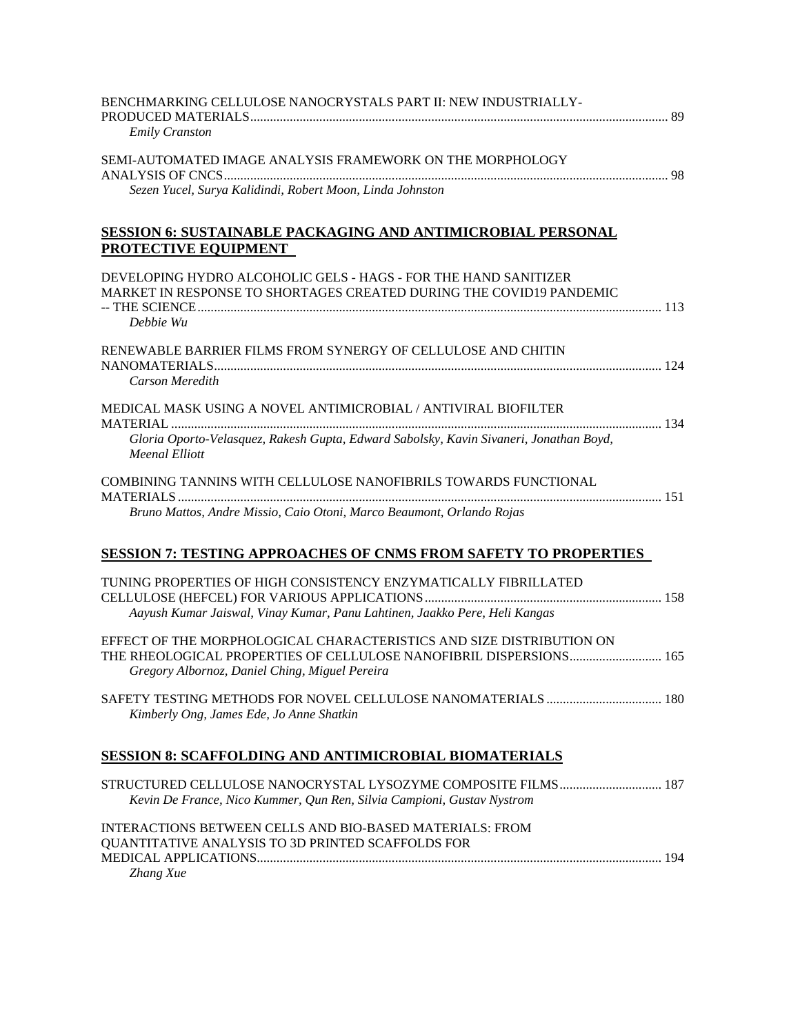BENCHMARKING CELLULOSE NANOCRYSTALS PART II: NEW INDUSTRIALLY-PRODUCED MATERIALS ........ 89
*Emily Cranston*

SEMI-AUTOMATED IMAGE ANALYSIS FRAMEWORK ON THE MORPHOLOGY ANALYSIS OF CNCS ........ 98
*Sezen Yucel, Surya Kalidindi, Robert Moon, Linda Johnston*

## SESSION 6: SUSTAINABLE PACKAGING AND ANTIMICROBIAL PERSONAL PROTECTIVE EQUIPMENT

DEVELOPING HYDRO ALCOHOLIC GELS - HAGS - FOR THE HAND SANITIZER MARKET IN RESPONSE TO SHORTAGES CREATED DURING THE COVID19 PANDEMIC -- THE SCIENCE ........ 113
*Debbie Wu*

RENEWABLE BARRIER FILMS FROM SYNERGY OF CELLULOSE AND CHITIN NANOMATERIALS ........ 124
*Carson Meredith*

MEDICAL MASK USING A NOVEL ANTIMICROBIAL / ANTIVIRAL BIOFILTER MATERIAL ........ 134
*Gloria Oporto-Velasquez, Rakesh Gupta, Edward Sabolsky, Kavin Sivaneri, Jonathan Boyd, Meenal Elliott*

COMBINING TANNINS WITH CELLULOSE NANOFIBRILS TOWARDS FUNCTIONAL MATERIALS ........ 151
*Bruno Mattos, Andre Missio, Caio Otoni, Marco Beaumont, Orlando Rojas*

## SESSION 7: TESTING APPROACHES OF CNMS FROM SAFETY TO PROPERTIES

TUNING PROPERTIES OF HIGH CONSISTENCY ENZYMATICALLY FIBRILLATED CELLULOSE (HEFCEL) FOR VARIOUS APPLICATIONS ........ 158
*Aayush Kumar Jaiswal, Vinay Kumar, Panu Lahtinen, Jaakko Pere, Heli Kangas*

EFFECT OF THE MORPHOLOGICAL CHARACTERISTICS AND SIZE DISTRIBUTION ON THE RHEOLOGICAL PROPERTIES OF CELLULOSE NANOFIBRIL DISPERSIONS ........ 165
*Gregory Albornoz, Daniel Ching, Miguel Pereira*

SAFETY TESTING METHODS FOR NOVEL CELLULOSE NANOMATERIALS ........ 180
*Kimberly Ong, James Ede, Jo Anne Shatkin*

## SESSION 8: SCAFFOLDING AND ANTIMICROBIAL BIOMATERIALS

STRUCTURED CELLULOSE NANOCRYSTAL LYSOZYME COMPOSITE FILMS ........ 187
*Kevin De France, Nico Kummer, Qun Ren, Silvia Campioni, Gustav Nystrom*

INTERACTIONS BETWEEN CELLS AND BIO-BASED MATERIALS: FROM QUANTITATIVE ANALYSIS TO 3D PRINTED SCAFFOLDS FOR MEDICAL APPLICATIONS ........ 194
*Zhang Xue*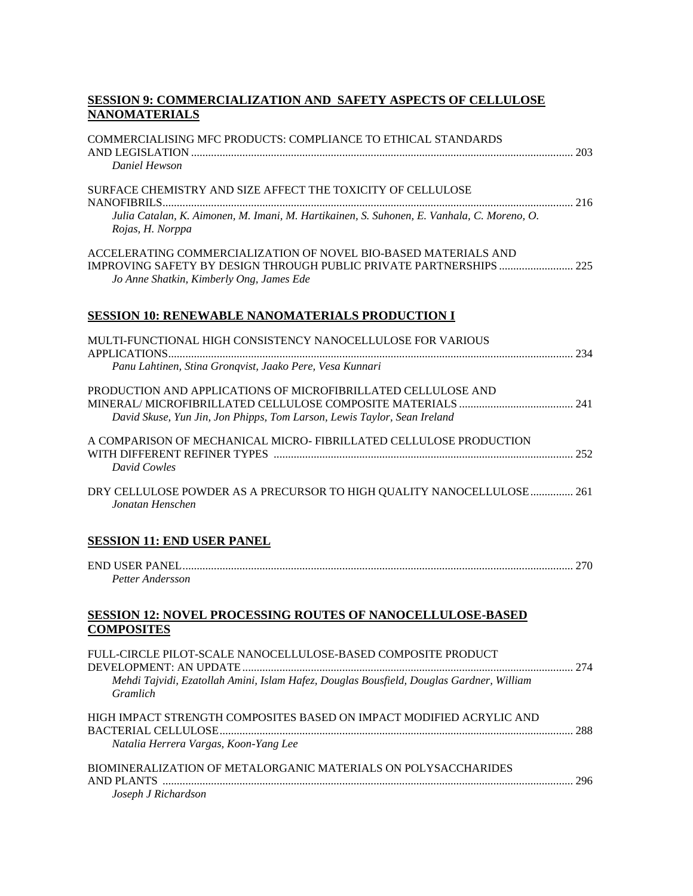## SESSION 9: COMMERCIALIZATION AND SAFETY ASPECTS OF CELLULOSE NANOMATERIALS

COMMERCIALISING MFC PRODUCTS: COMPLIANCE TO ETHICAL STANDARDS AND LEGISLATION .................................................................................................................... 203
*Daniel Hewson*

SURFACE CHEMISTRY AND SIZE AFFECT THE TOXICITY OF CELLULOSE NANOFIBRILS................................................................................................................................ 216
*Julia Catalan, K. Aimonen, M. Imani, M. Hartikainen, S. Suhonen, E. Vanhala, C. Moreno, O. Rojas, H. Norppa*

ACCELERATING COMMERCIALIZATION OF NOVEL BIO-BASED MATERIALS AND IMPROVING SAFETY BY DESIGN THROUGH PUBLIC PRIVATE PARTNERSHIPS .......................... 225
*Jo Anne Shatkin, Kimberly Ong, James Ede*

## SESSION 10: RENEWABLE NANOMATERIALS PRODUCTION I

MULTI-FUNCTIONAL HIGH CONSISTENCY NANOCELLULOSE FOR VARIOUS APPLICATIONS.............................................................................................................................. 234
*Panu Lahtinen, Stina Gronqvist, Jaako Pere, Vesa Kunnari*

PRODUCTION AND APPLICATIONS OF MICROFIBRILLATED CELLULOSE AND MINERAL/ MICROFIBRILLATED CELLULOSE COMPOSITE MATERIALS ........................................ 241
*David Skuse, Yun Jin, Jon Phipps, Tom Larson, Lewis Taylor, Sean Ireland*

A COMPARISON OF MECHANICAL MICRO- FIBRILLATED CELLULOSE PRODUCTION WITH DIFFERENT REFINER TYPES ........................................................................................................ 252
*David Cowles*

DRY CELLULOSE POWDER AS A PRECURSOR TO HIGH QUALITY NANOCELLULOSE ............... 261
*Jonatan Henschen*

## SESSION 11: END USER PANEL

END USER PANEL......................................................................................................................................... 270
*Petter Andersson*

## SESSION 12: NOVEL PROCESSING ROUTES OF NANOCELLULOSE-BASED COMPOSITES

FULL-CIRCLE PILOT-SCALE NANOCELLULOSE-BASED COMPOSITE PRODUCT DEVELOPMENT: AN UPDATE ................................................................................................................... 274
*Mehdi Tajvidi, Ezatollah Amini, Islam Hafez, Douglas Bousfield, Douglas Gardner, William Gramlich*

HIGH IMPACT STRENGTH COMPOSITES BASED ON IMPACT MODIFIED ACRYLIC AND BACTERIAL CELLULOSE........................................................................................................................... 288
*Natalia Herrera Vargas, Koon-Yang Lee*

BIOMINERALIZATION OF METALORGANIC MATERIALS ON POLYSACCHARIDES AND PLANTS .............................................................................................................................................. 296
*Joseph J Richardson*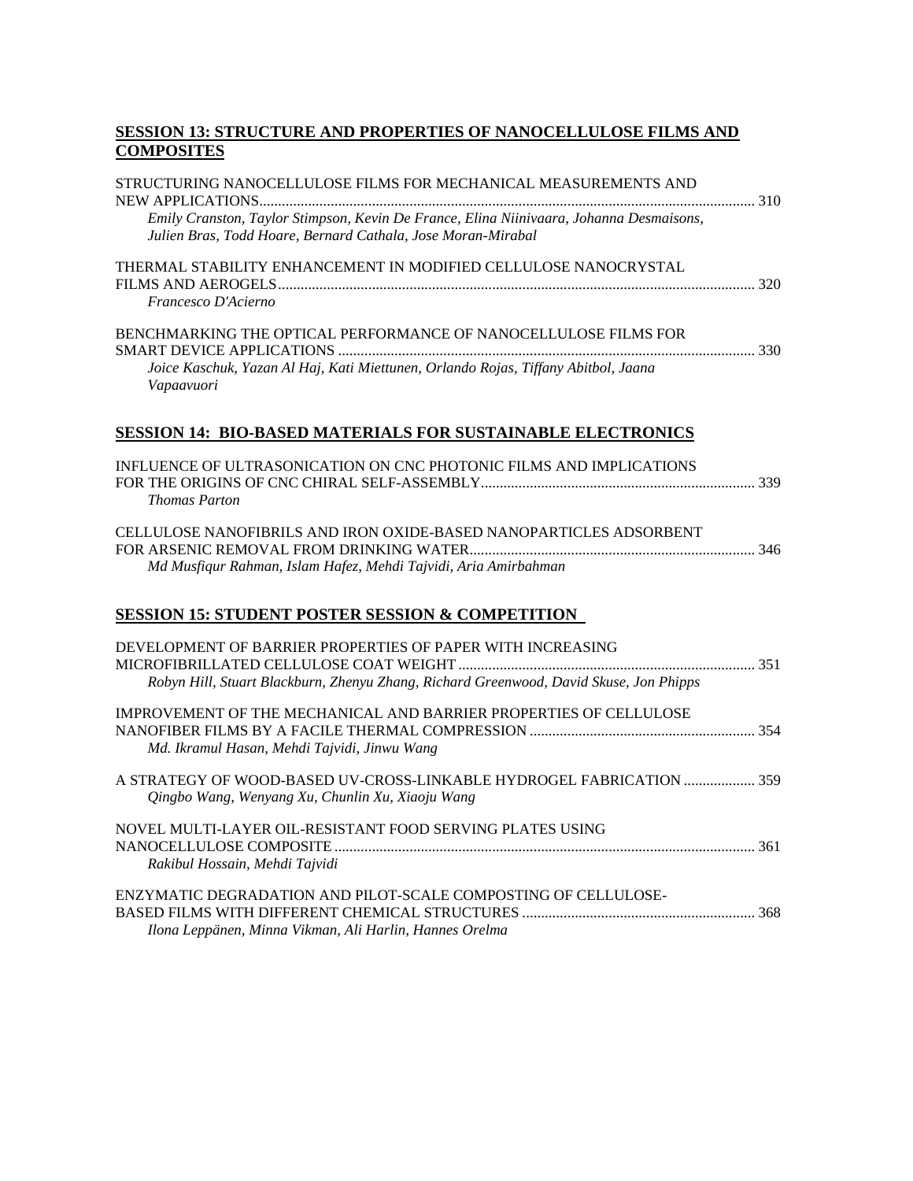## SESSION 13: STRUCTURE AND PROPERTIES OF NANOCELLULOSE FILMS AND COMPOSITES

STRUCTURING NANOCELLULOSE FILMS FOR MECHANICAL MEASUREMENTS AND NEW APPLICATIONS ........................................ 310
*Emily Cranston, Taylor Stimpson, Kevin De France, Elina Niinivaara, Johanna Desmaisons, Julien Bras, Todd Hoare, Bernard Cathala, Jose Moran-Mirabal*

THERMAL STABILITY ENHANCEMENT IN MODIFIED CELLULOSE NANOCRYSTAL FILMS AND AEROGELS ........................................ 320
*Francesco D'Acierno*

BENCHMARKING THE OPTICAL PERFORMANCE OF NANOCELLULOSE FILMS FOR SMART DEVICE APPLICATIONS ........................................ 330
*Joice Kaschuk, Yazan Al Haj, Kati Miettunen, Orlando Rojas, Tiffany Abitbol, Jaana Vapaavuori*

## SESSION 14: BIO-BASED MATERIALS FOR SUSTAINABLE ELECTRONICS

INFLUENCE OF ULTRASONICATION ON CNC PHOTONIC FILMS AND IMPLICATIONS FOR THE ORIGINS OF CNC CHIRAL SELF-ASSEMBLY ........................................ 339
*Thomas Parton*

CELLULOSE NANOFIBRILS AND IRON OXIDE-BASED NANOPARTICLES ADSORBENT FOR ARSENIC REMOVAL FROM DRINKING WATER ........................................ 346
*Md Musfiqur Rahman, Islam Hafez, Mehdi Tajvidi, Aria Amirbahman*

## SESSION 15: STUDENT POSTER SESSION & COMPETITION

DEVELOPMENT OF BARRIER PROPERTIES OF PAPER WITH INCREASING MICROFIBRILLATED CELLULOSE COAT WEIGHT ........................................ 351
*Robyn Hill, Stuart Blackburn, Zhenyu Zhang, Richard Greenwood, David Skuse, Jon Phipps*

IMPROVEMENT OF THE MECHANICAL AND BARRIER PROPERTIES OF CELLULOSE NANOFIBER FILMS BY A FACILE THERMAL COMPRESSION ........................................ 354
*Md. Ikramul Hasan, Mehdi Tajvidi, Jinwu Wang*

A STRATEGY OF WOOD-BASED UV-CROSS-LINKABLE HYDROGEL FABRICATION ........................................ 359
*Qingbo Wang, Wenyang Xu, Chunlin Xu, Xiaoju Wang*

NOVEL MULTI-LAYER OIL-RESISTANT FOOD SERVING PLATES USING NANOCELLULOSE COMPOSITE ........................................ 361
*Rakibul Hossain, Mehdi Tajvidi*

ENZYMATIC DEGRADATION AND PILOT-SCALE COMPOSTING OF CELLULOSE-BASED FILMS WITH DIFFERENT CHEMICAL STRUCTURES ........................................ 368
*Ilona Leppänen, Minna Vikman, Ali Harlin, Hannes Orelma*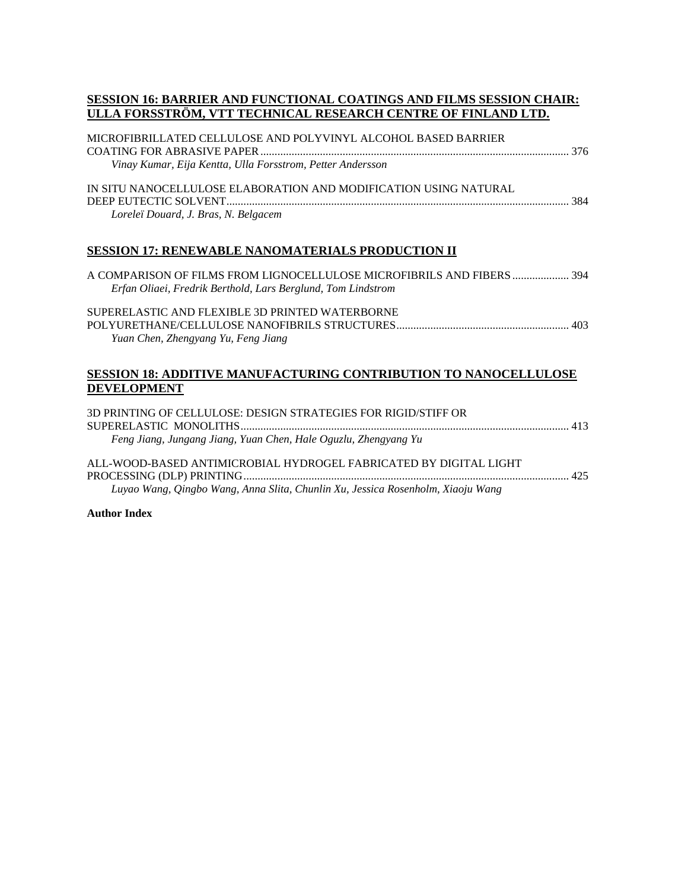**SESSION 16: BARRIER AND FUNCTIONAL COATINGS AND FILMS SESSION CHAIR: ULLA FORSSTRÖM, VTT TECHNICAL RESEARCH CENTRE OF FINLAND LTD.**

MICROFIBRILLATED CELLULOSE AND POLYVINYL ALCOHOL BASED BARRIER COATING FOR ABRASIVE PAPER ........................................................................................................... 376
*Vinay Kumar, Eija Kentta, Ulla Forsstrom, Petter Andersson*

IN SITU NANOCELLULOSE ELABORATION AND MODIFICATION USING NATURAL DEEP EUTECTIC SOLVENT........................................................................................................... 384
*Loreleï Douard, J. Bras, N. Belgacem*

**SESSION 17: RENEWABLE NANOMATERIALS PRODUCTION II**

A COMPARISON OF FILMS FROM LIGNOCELLULOSE MICROFIBRILS AND FIBERS .................... 394
*Erfan Oliaei, Fredrik Berthold, Lars Berglund, Tom Lindstrom*

SUPERELASTIC AND FLEXIBLE 3D PRINTED WATERBORNE POLYURETHANE/CELLULOSE NANOFIBRILS STRUCTURES............................................................ 403
*Yuan Chen, Zhengyang Yu, Feng Jiang*

**SESSION 18: ADDITIVE MANUFACTURING CONTRIBUTION TO NANOCELLULOSE DEVELOPMENT**

3D PRINTING OF CELLULOSE: DESIGN STRATEGIES FOR RIGID/STIFF OR SUPERELASTIC MONOLITHS................................................................................................................... 413
*Feng Jiang, Jungang Jiang, Yuan Chen, Hale Oguzlu, Zhengyang Yu*

ALL-WOOD-BASED ANTIMICROBIAL HYDROGEL FABRICATED BY DIGITAL LIGHT PROCESSING (DLP) PRINTING.................................................................................................................. 425
*Luyao Wang, Qingbo Wang, Anna Slita, Chunlin Xu, Jessica Rosenholm, Xiaoju Wang*

**Author Index**